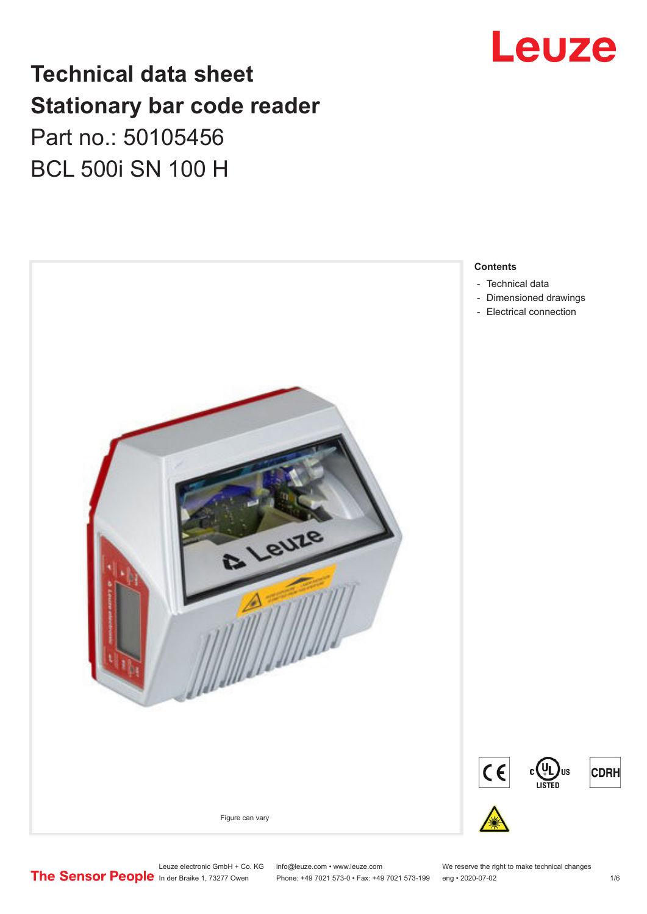# Technical data sheet
# Stationary bar code reader

Part no.: 50105456

BCL 500i SN 100 H

Figure can vary

**Contents**

- Technical data
- Dimensioned drawings
- Electrical connection

Leuze electronic GmbH + Co. KG
In der Braike 1, 73277 Owen

info@leuze.com • www.leuze.com
Phone: +49 7021 573-0 • Fax: +49 7021 573-199

We reserve the right to make technical changes
eng • 2020-07-02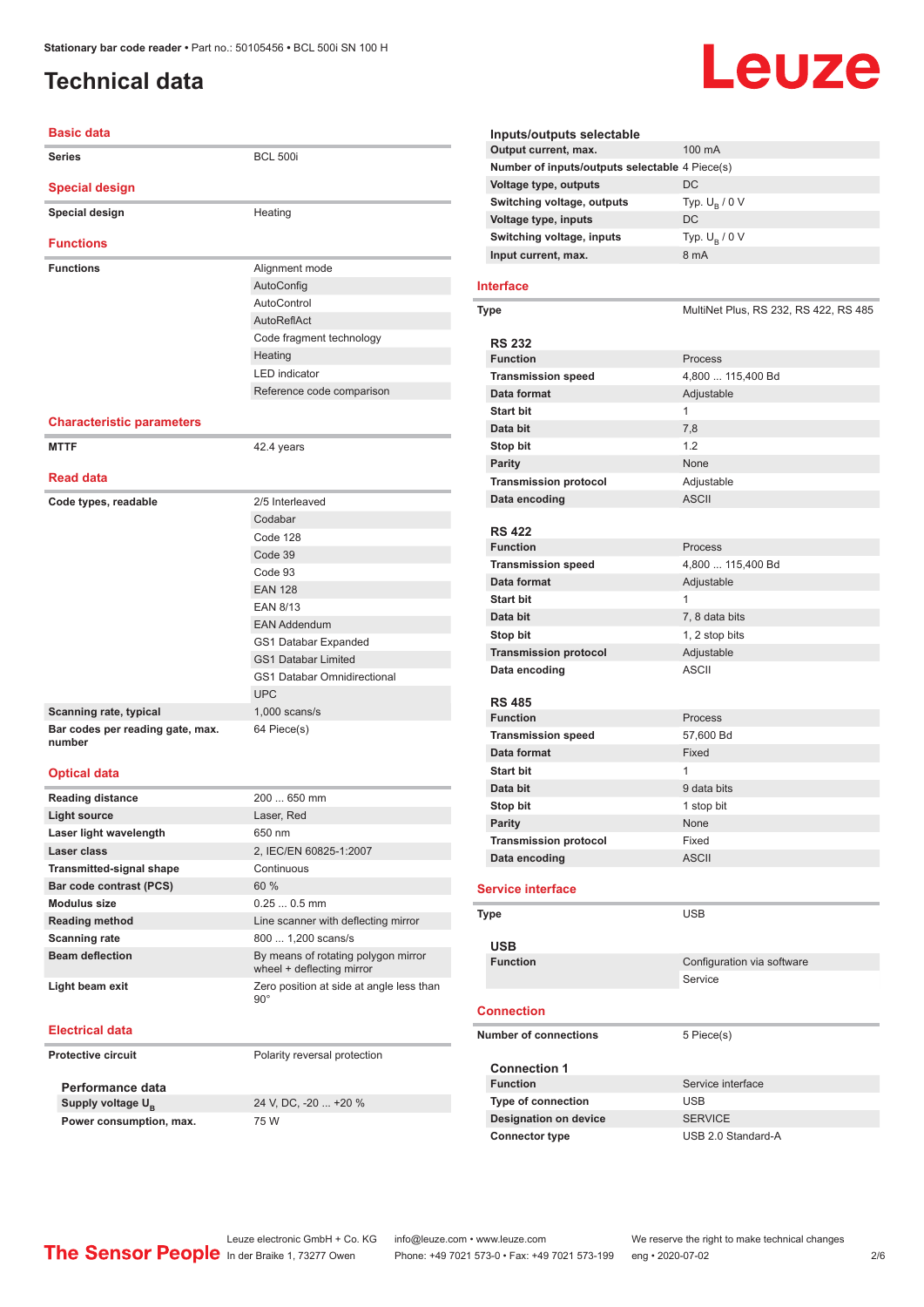Stationary bar code reader • Part no.: 50105456 • BCL 500i SN 100 H

# Technical data

## Basic data

| | |
|---|---|
| Series | BCL 500i |

## Special design

| | |
|---|---|
| Special design | Heating |

## Functions

| | |
|---|---|
| Functions | Alignment mode |
| | AutoConfig |
| | AutoControl |
| | AutoReflAct |
| | Code fragment technology |
| | Heating |
| | LED indicator |
| | Reference code comparison |

## Characteristic parameters

| | |
|---|---|
| MTTF | 42.4 years |

## Read data

| | |
|---|---|
| Code types, readable | 2/5 Interleaved |
| | Codabar |
| | Code 128 |
| | Code 39 |
| | Code 93 |
| | EAN 128 |
| | EAN 8/13 |
| | EAN Addendum |
| | GS1 Databar Expanded |
| | GS1 Databar Limited |
| | GS1 Databar Omnidirectional |
| | UPC |
| Scanning rate, typical | 1,000 scans/s |
| Bar codes per reading gate, max. number | 64 Piece(s) |

## Optical data

| | |
|---|---|
| Reading distance | 200 ... 650 mm |
| Light source | Laser, Red |
| Laser light wavelength | 650 nm |
| Laser class | 2, IEC/EN 60825-1:2007 |
| Transmitted-signal shape | Continuous |
| Bar code contrast (PCS) | 60 % |
| Modulus size | 0.25 ... 0.5 mm |
| Reading method | Line scanner with deflecting mirror |
| Scanning rate | 800 ... 1,200 scans/s |
| Beam deflection | By means of rotating polygon mirror wheel + deflecting mirror |
| Light beam exit | Zero position at side at angle less than 90° |

## Electrical data

| | |
|---|---|
| Protective circuit | Polarity reversal protection |

### Performance data

| | |
|---|---|
| Supply voltage $U_B$ | 24 V, DC, -20 ... +20 % |
| Power consumption, max. | 75 W |

### Inputs/outputs selectable

| | |
|---|---|
| Output current, max. | 100 mA |
| Number of inputs/outputs selectable | 4 Piece(s) |
| Voltage type, outputs | DC |
| Switching voltage, outputs | Typ. $U_B$ / 0 V |
| Voltage type, inputs | DC |
| Switching voltage, inputs | Typ. $U_B$ / 0 V |
| Input current, max. | 8 mA |

## Interface

| | |
|---|---|
| Type | MultiNet Plus, RS 232, RS 422, RS 485 |

### RS 232

| | |
|---|---|
| Function | Process |
| Transmission speed | 4,800 ... 115,400 Bd |
| Data format | Adjustable |
| Start bit | 1 |
| Data bit | 7,8 |
| Stop bit | 1.2 |
| Parity | None |
| Transmission protocol | Adjustable |
| Data encoding | ASCII |

### RS 422

| | |
|---|---|
| Function | Process |
| Transmission speed | 4,800 ... 115,400 Bd |
| Data format | Adjustable |
| Start bit | 1 |
| Data bit | 7, 8 data bits |
| Stop bit | 1, 2 stop bits |
| Transmission protocol | Adjustable |
| Data encoding | ASCII |

### RS 485

| | |
|---|---|
| Function | Process |
| Transmission speed | 57,600 Bd |
| Data format | Fixed |
| Start bit | 1 |
| Data bit | 9 data bits |
| Stop bit | 1 stop bit |
| Parity | None |
| Transmission protocol | Fixed |
| Data encoding | ASCII |

## Service interface

| | |
|---|---|
| Type | USB |

### USB

| | |
|---|---|
| Function | Configuration via software |
| | Service |

## Connection

| | |
|---|---|
| Number of connections | 5 Piece(s) |

### Connection 1

| | |
|---|---|
| Function | Service interface |
| Type of connection | USB |
| Designation on device | SERVICE |
| Connector type | USB 2.0 Standard-A |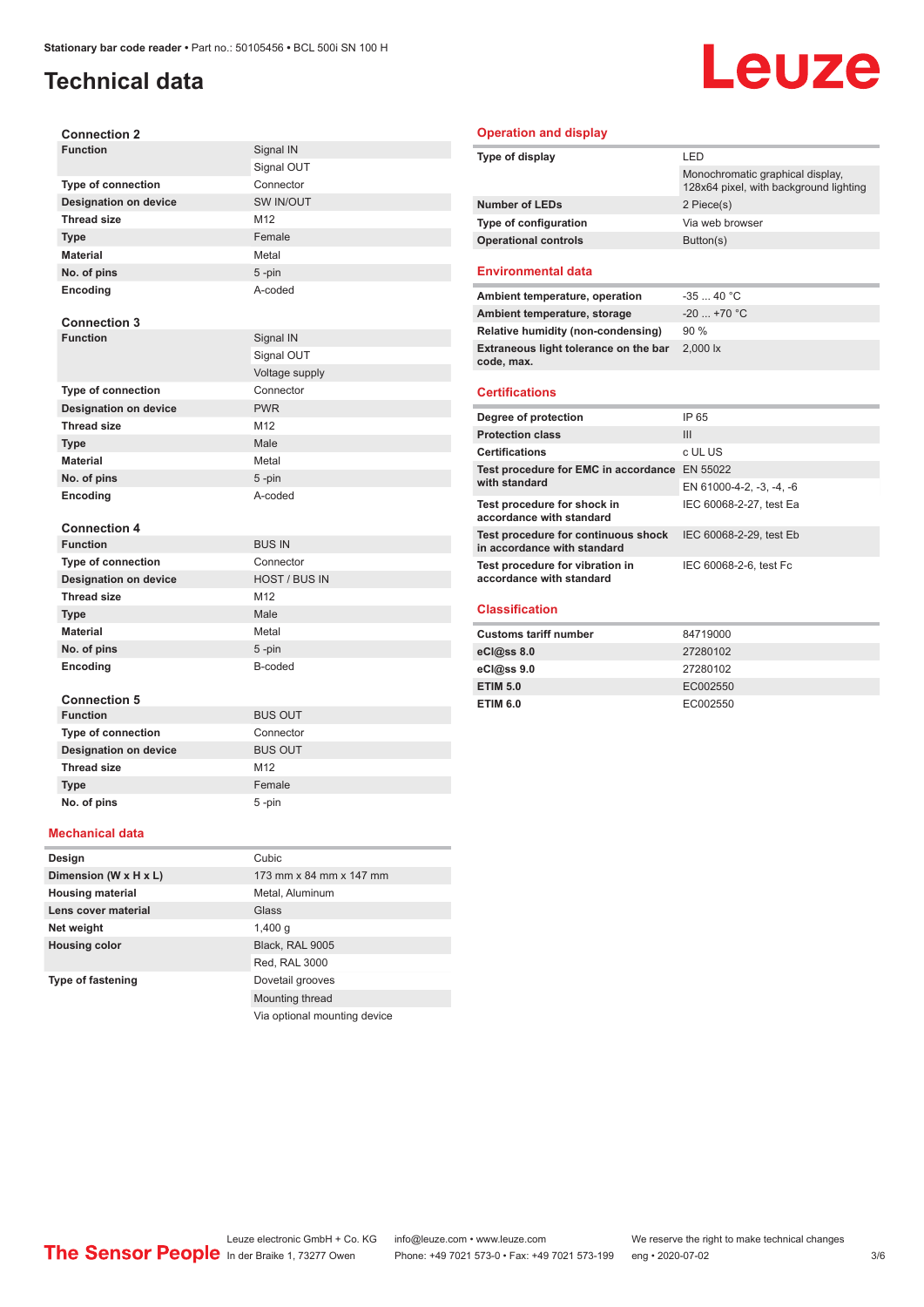# Technical data

### Connection 2

| | |
|---|---|
| **Function** | Signal IN |
| | Signal OUT |
| **Type of connection** | Connector |
| **Designation on device** | SW IN/OUT |
| **Thread size** | M12 |
| **Type** | Female |
| **Material** | Metal |
| **No. of pins** | 5 -pin |
| **Encoding** | A-coded |

### Connection 3

| | |
|---|---|
| **Function** | Signal IN |
| | Signal OUT |
| | Voltage supply |
| **Type of connection** | Connector |
| **Designation on device** | PWR |
| **Thread size** | M12 |
| **Type** | Male |
| **Material** | Metal |
| **No. of pins** | 5 -pin |
| **Encoding** | A-coded |

### Connection 4

| | |
|---|---|
| **Function** | BUS IN |
| **Type of connection** | Connector |
| **Designation on device** | HOST / BUS IN |
| **Thread size** | M12 |
| **Type** | Male |
| **Material** | Metal |
| **No. of pins** | 5 -pin |
| **Encoding** | B-coded |

### Connection 5

| | |
|---|---|
| **Function** | BUS OUT |
| **Type of connection** | Connector |
| **Designation on device** | BUS OUT |
| **Thread size** | M12 |
| **Type** | Female |
| **No. of pins** | 5 -pin |

## Mechanical data

| | |
|---|---|
| **Design** | Cubic |
| **Dimension (W x H x L)** | 173 mm x 84 mm x 147 mm |
| **Housing material** | Metal, Aluminum |
| **Lens cover material** | Glass |
| **Net weight** | 1,400 g |
| **Housing color** | Black, RAL 9005 |
| | Red, RAL 3000 |
| **Type of fastening** | Dovetail grooves |
| | Mounting thread |
| | Via optional mounting device |

## Operation and display

| | |
|---|---|
| **Type of display** | LED |
| | Monochromatic graphical display, 128x64 pixel, with background lighting |
| **Number of LEDs** | 2 Piece(s) |
| **Type of configuration** | Via web browser |
| **Operational controls** | Button(s) |

## Environmental data

| | |
|---|---|
| **Ambient temperature, operation** | -35 ... 40 °C |
| **Ambient temperature, storage** | -20 ... +70 °C |
| **Relative humidity (non-condensing)** | 90 % |
| **Extraneous light tolerance on the bar code, max.** | 2,000 lx |

## Certifications

| | |
|---|---|
| **Degree of protection** | IP 65 |
| **Protection class** | III |
| **Certifications** | c UL US |
| **Test procedure for EMC in accordance with standard** | EN 55022 |
| | EN 61000-4-2, -3, -4, -6 |
| **Test procedure for shock in accordance with standard** | IEC 60068-2-27, test Ea |
| **Test procedure for continuous shock in accordance with standard** | IEC 60068-2-29, test Eb |
| **Test procedure for vibration in accordance with standard** | IEC 60068-2-6, test Fc |

## Classification

| | |
|---|---|
| **Customs tariff number** | 84719000 |
| **eCl@ss 8.0** | 27280102 |
| **eCl@ss 9.0** | 27280102 |
| **ETIM 5.0** | EC002550 |
| **ETIM 6.0** | EC002550 |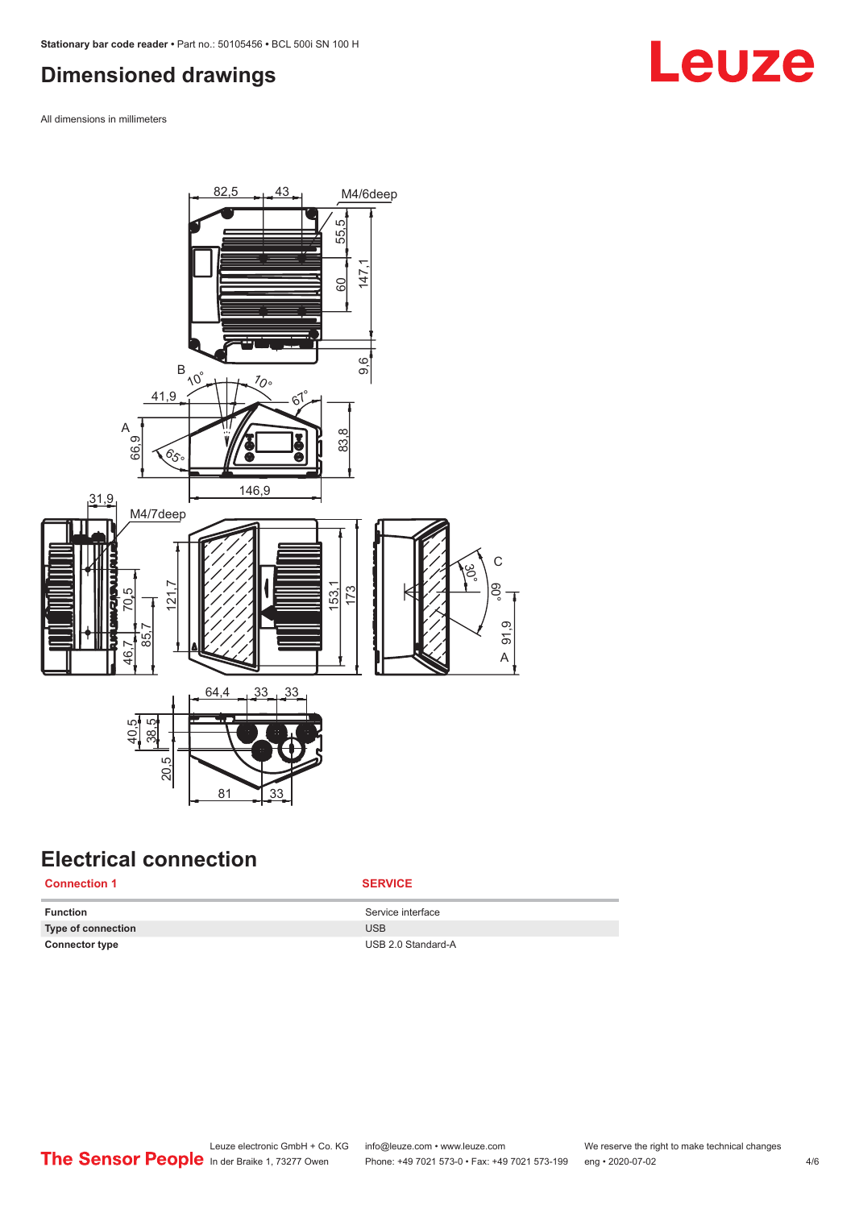## Dimensioned drawings

All dimensions in millimeters

## Electrical connection

| Connection 1 | SERVICE |
|---|---|
| **Function** | Service interface |
| **Type of connection** | USB |
| **Connector type** | USB 2.0 Standard-A |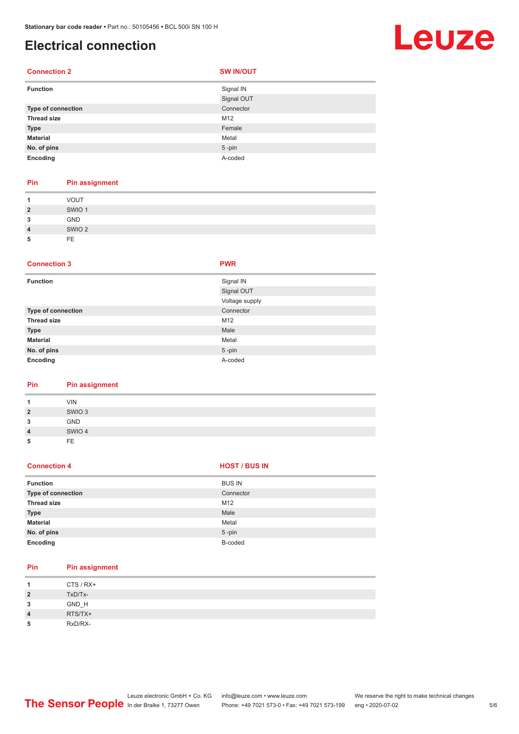# Electrical connection

| Connection 2 | SW IN/OUT |
|---|---|
| **Function** | Signal IN |
| | Signal OUT |
| **Type of connection** | Connector |
| **Thread size** | M12 |
| **Type** | Female |
| **Material** | Metal |
| **No. of pins** | 5 -pin |
| **Encoding** | A-coded |

| Pin | Pin assignment |
|---|---|
| **1** | VOUT |
| **2** | SWIO 1 |
| **3** | GND |
| **4** | SWIO 2 |
| **5** | FE |

| Connection 3 | PWR |
|---|---|
| **Function** | Signal IN |
| | Signal OUT |
| | Voltage supply |
| **Type of connection** | Connector |
| **Thread size** | M12 |
| **Type** | Male |
| **Material** | Metal |
| **No. of pins** | 5 -pin |
| **Encoding** | A-coded |

| Pin | Pin assignment |
|---|---|
| **1** | VIN |
| **2** | SWIO 3 |
| **3** | GND |
| **4** | SWIO 4 |
| **5** | FE |

| Connection 4 | HOST / BUS IN |
|---|---|
| **Function** | BUS IN |
| **Type of connection** | Connector |
| **Thread size** | M12 |
| **Type** | Male |
| **Material** | Metal |
| **No. of pins** | 5 -pin |
| **Encoding** | B-coded |

| Pin | Pin assignment |
|---|---|
| **1** | CTS / RX+ |
| **2** | TxD/Tx- |
| **3** | GND_H |
| **4** | RTS/TX+ |
| **5** | RxD/RX- |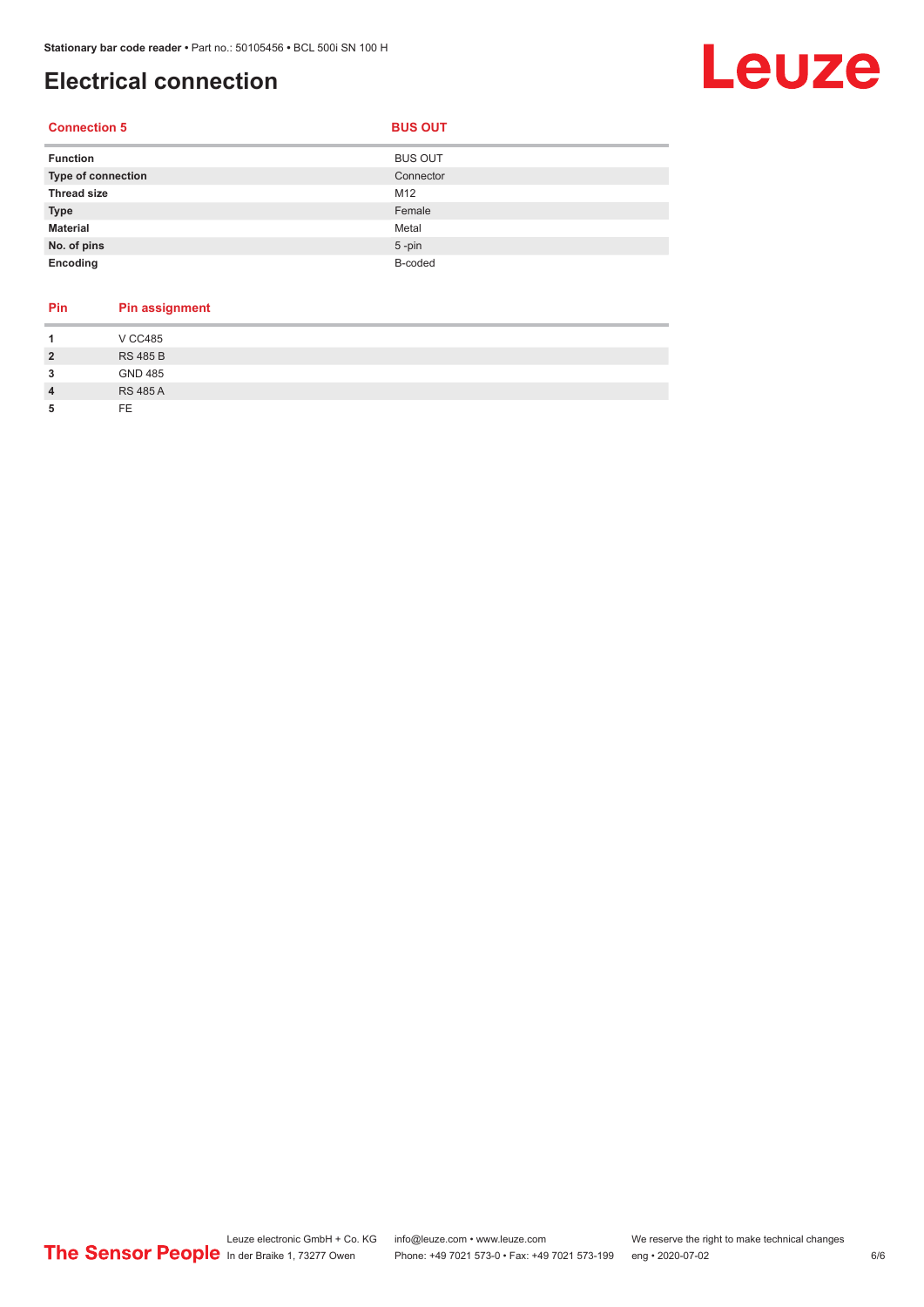# Electrical connection

| Connection 5 | BUS OUT |
|---|---|
| **Function** | BUS OUT |
| **Type of connection** | Connector |
| **Thread size** | M12 |
| **Type** | Female |
| **Material** | Metal |
| **No. of pins** | 5 -pin |
| **Encoding** | B-coded |

| Pin | Pin assignment |
|---|---|
| **1** | V CC485 |
| **2** | RS 485 B |
| **3** | GND 485 |
| **4** | RS 485 A |
| **5** | FE |